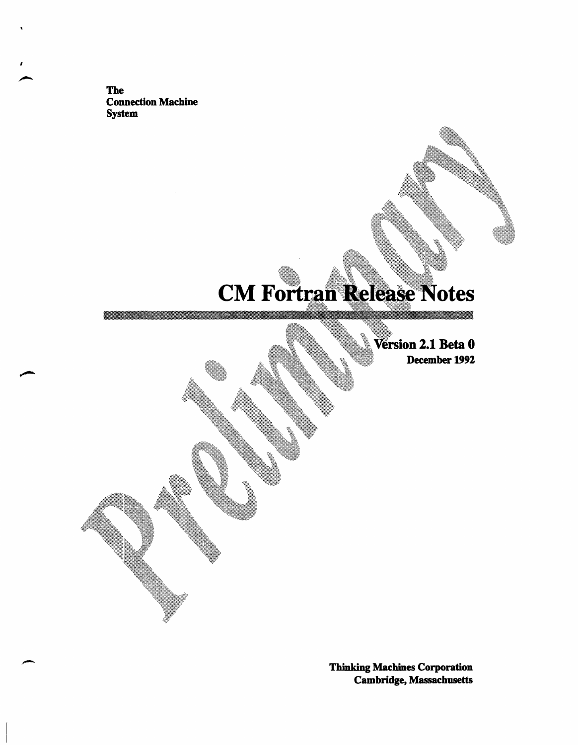The
Connection Machine
System

# CM Fortran Release Notes

**Version 2.1 Beta 0**
**December 1992**

Preliminary

**Thinking Machines Corporation**
**Cambridge, Massachusetts**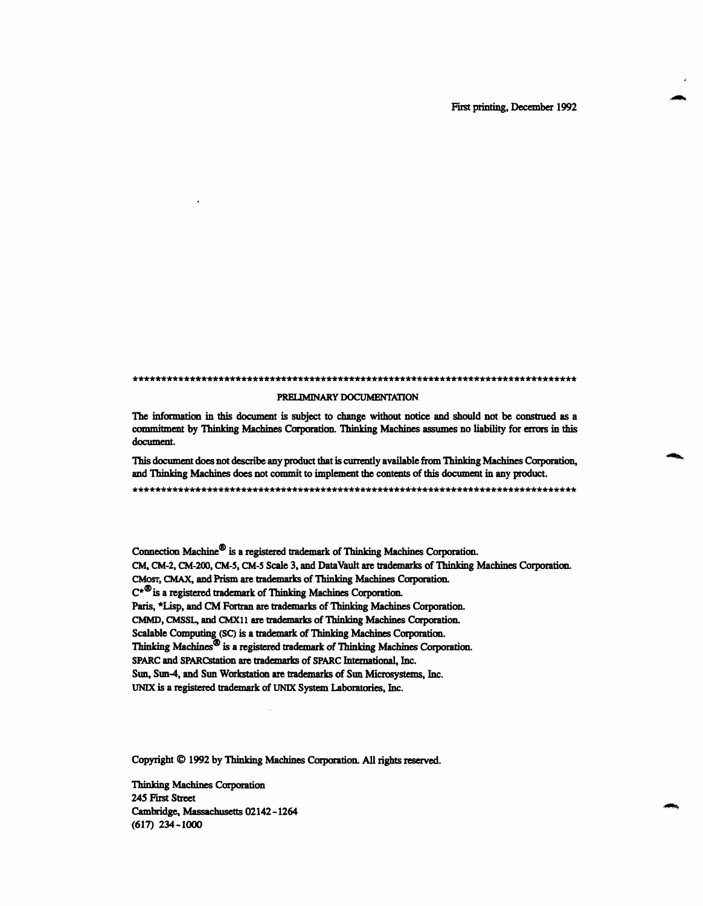First printing, December 1992

*******************************************************************************

PRELIMINARY DOCUMENTATION

The information in this document is subject to change without notice and should not be construed as a commitment by Thinking Machines Corporation. Thinking Machines assumes no liability for errors in this document.

This document does not describe any product that is currently available from Thinking Machines Corporation, and Thinking Machines does not commit to implement the contents of this document in any product.

*******************************************************************************

Connection Machine® is a registered trademark of Thinking Machines Corporation.
CM, CM-2, CM-200, CM-5, CM-5 Scale 3, and DataVault are trademarks of Thinking Machines Corporation.
CMost, CMAX, and Prism are trademarks of Thinking Machines Corporation.
C*® is a registered trademark of Thinking Machines Corporation.
Paris, *Lisp, and CM Fortran are trademarks of Thinking Machines Corporation.
CMMD, CMSSL, and CMX11 are trademarks of Thinking Machines Corporation.
Scalable Computing (SC) is a trademark of Thinking Machines Corporation.
Thinking Machines® is a registered trademark of Thinking Machines Corporation.
SPARC and SPARCstation are trademarks of SPARC International, Inc.
Sun, Sun-4, and Sun Workstation are trademarks of Sun Microsystems, Inc.
UNIX is a registered trademark of UNIX System Laboratories, Inc.

Copyright © 1992 by Thinking Machines Corporation. All rights reserved.

Thinking Machines Corporation
245 First Street
Cambridge, Massachusetts 02142-1264
(617) 234-1000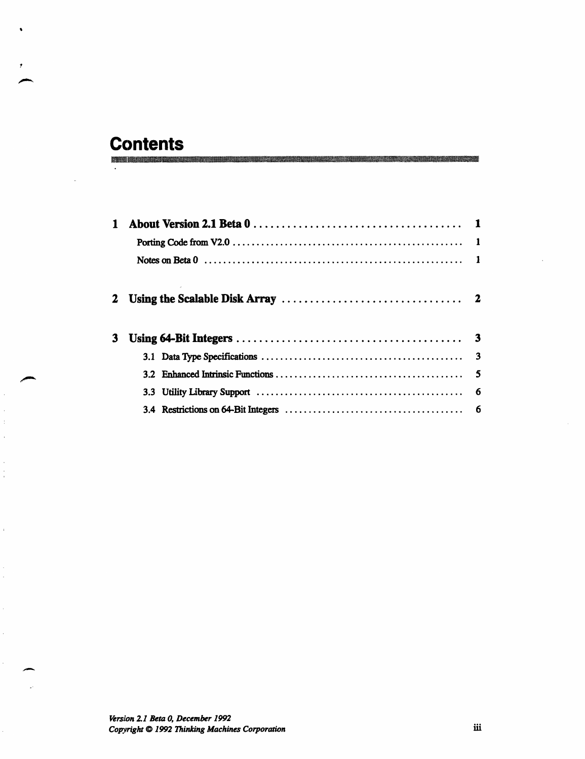# Contents

**1 About Version 2.1 Beta 0** ..................................... **1**

Porting Code from V2.0 ..................................... 1

Notes on Beta 0 ..................................... 1

**2 Using the Scalable Disk Array** ..................................... **2**

**3 Using 64-Bit Integers** ..................................... **3**

3.1 Data Type Specifications ..................................... 3

3.2 Enhanced Intrinsic Functions ..................................... 5

3.3 Utility Library Support ..................................... 6

3.4 Restrictions on 64-Bit Integers ..................................... 6

*Version 2.1 Beta 0, December 1992*
*Copyright © 1992 Thinking Machines Corporation*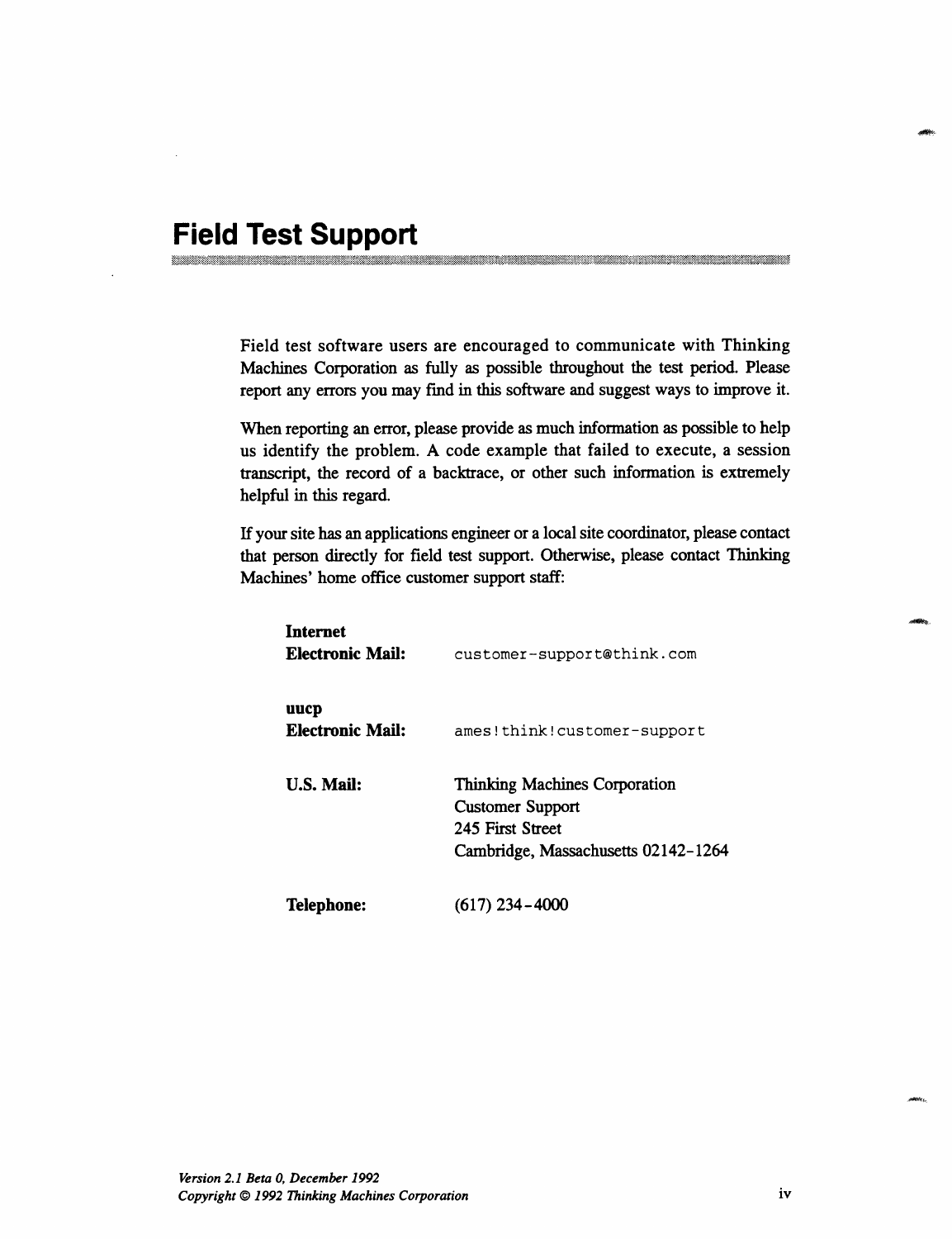# Field Test Support

Field test software users are encouraged to communicate with Thinking Machines Corporation as fully as possible throughout the test period. Please report any errors you may find in this software and suggest ways to improve it.

When reporting an error, please provide as much information as possible to help us identify the problem. A code example that failed to execute, a session transcript, the record of a backtrace, or other such information is extremely helpful in this regard.

If your site has an applications engineer or a local site coordinator, please contact that person directly for field test support. Otherwise, please contact Thinking Machines' home office customer support staff:

**Internet Electronic Mail:** `customer-support@think.com`

**uucp Electronic Mail:** `ames!think!customer-support`

**U.S. Mail:**
Thinking Machines Corporation
Customer Support
245 First Street
Cambridge, Massachusetts 02142-1264

**Telephone:** (617) 234-4000

*Version 2.1 Beta 0, December 1992*
*Copyright © 1992 Thinking Machines Corporation*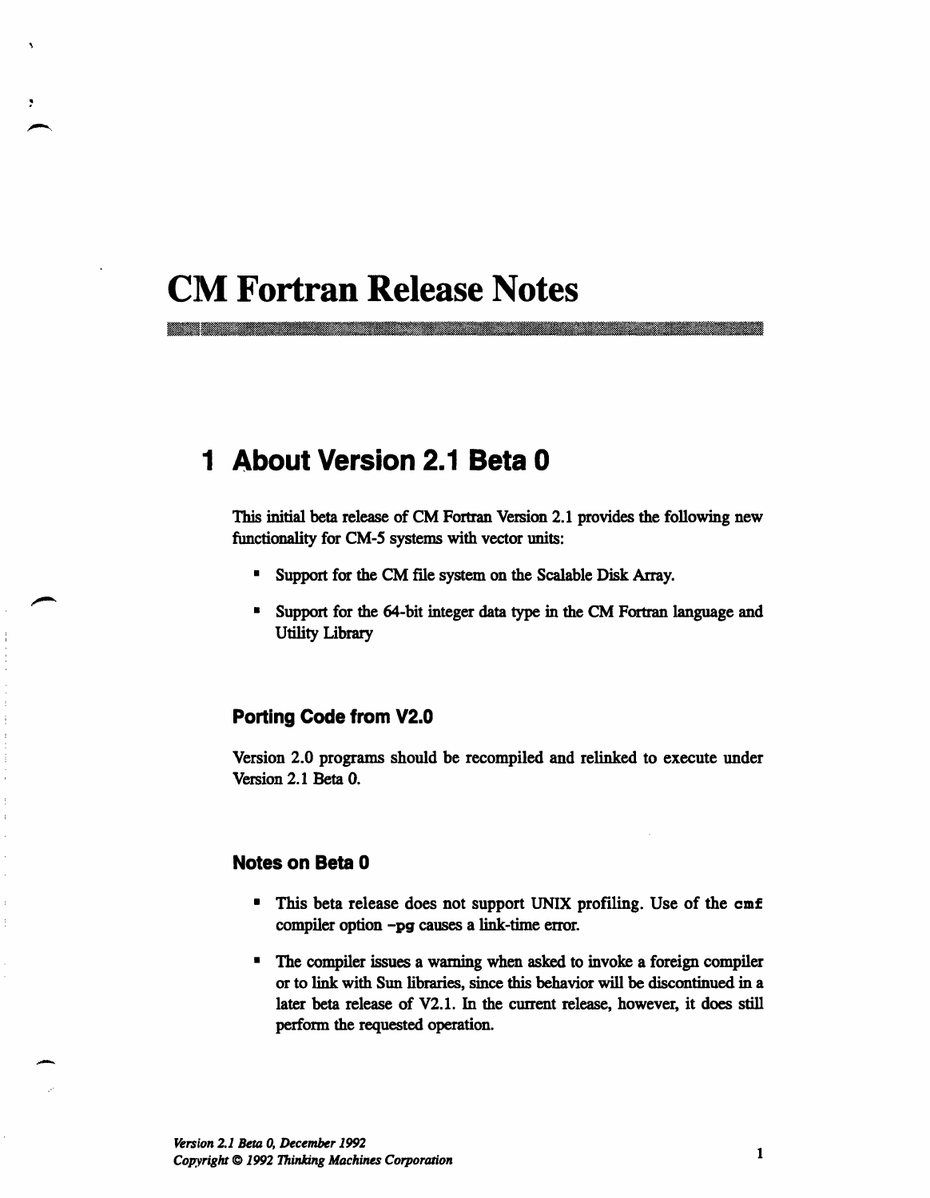# CM Fortran Release Notes

## 1 About Version 2.1 Beta 0

This initial beta release of CM Fortran Version 2.1 provides the following new functionality for CM-5 systems with vector units:

- Support for the CM file system on the Scalable Disk Array.
- Support for the 64-bit integer data type in the CM Fortran language and Utility Library

### Porting Code from V2.0

Version 2.0 programs should be recompiled and relinked to execute under Version 2.1 Beta 0.

### Notes on Beta 0

- This beta release does not support UNIX profiling. Use of the `cmf` compiler option `-pg` causes a link-time error.
- The compiler issues a warning when asked to invoke a foreign compiler or to link with Sun libraries, since this behavior will be discontinued in a later beta release of V2.1. In the current release, however, it does still perform the requested operation.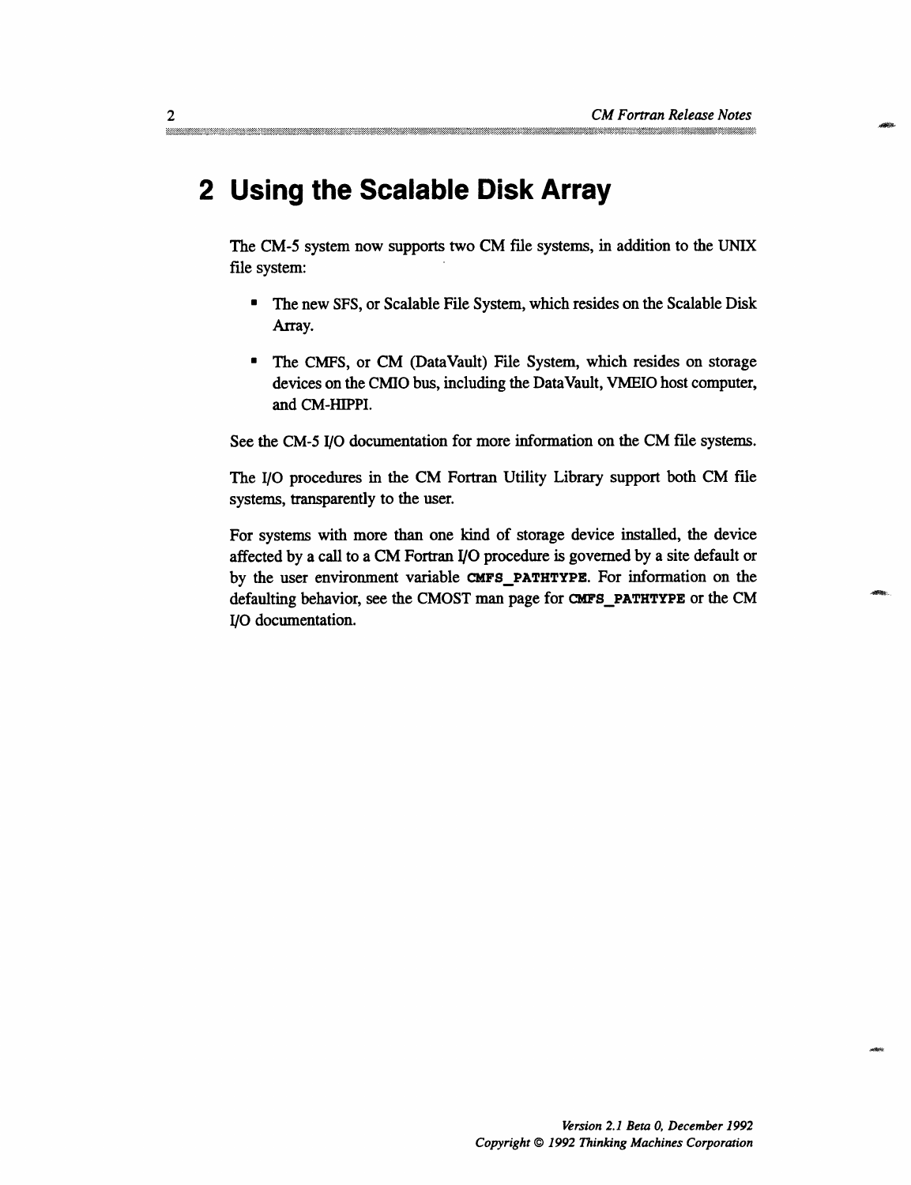# 2 Using the Scalable Disk Array

The CM-5 system now supports two CM file systems, in addition to the UNIX file system:

- The new SFS, or Scalable File System, which resides on the Scalable Disk Array.
- The CMFS, or CM (DataVault) File System, which resides on storage devices on the CMIO bus, including the DataVault, VMEIO host computer, and CM-HIPPI.

See the CM-5 I/O documentation for more information on the CM file systems.

The I/O procedures in the CM Fortran Utility Library support both CM file systems, transparently to the user.

For systems with more than one kind of storage device installed, the device affected by a call to a CM Fortran I/O procedure is governed by a site default or by the user environment variable **CMFS_PATHTYPE**. For information on the defaulting behavior, see the CMOST man page for **CMFS_PATHTYPE** or the CM I/O documentation.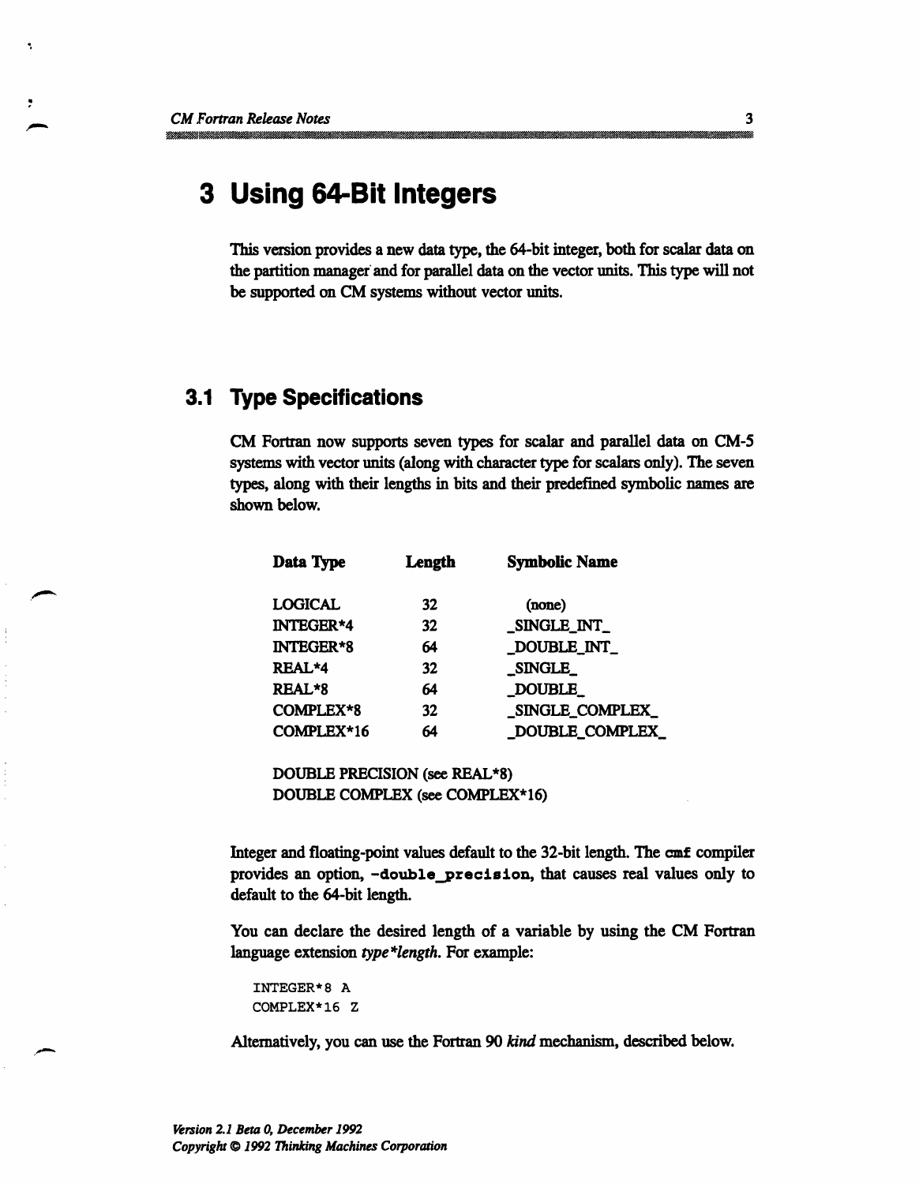# 3 Using 64-Bit Integers

This version provides a new data type, the 64-bit integer, both for scalar data on the partition manager and for parallel data on the vector units. This type will not be supported on CM systems without vector units.

## 3.1 Type Specifications

CM Fortran now supports seven types for scalar and parallel data on CM-5 systems with vector units (along with character type for scalars only). The seven types, along with their lengths in bits and their predefined symbolic names are shown below.

| Data Type | Length | Symbolic Name |
|---|---|---|
| LOGICAL | 32 | (none) |
| INTEGER*4 | 32 | _SINGLE_INT_ |
| INTEGER*8 | 64 | _DOUBLE_INT_ |
| REAL*4 | 32 | _SINGLE_ |
| REAL*8 | 64 | _DOUBLE_ |
| COMPLEX*8 | 32 | _SINGLE_COMPLEX_ |
| COMPLEX*16 | 64 | _DOUBLE_COMPLEX_ |

DOUBLE PRECISION (see REAL*8)
DOUBLE COMPLEX (see COMPLEX*16)

Integer and floating-point values default to the 32-bit length. The `cmf` compiler provides an option, `-double_precision`, that causes real values only to default to the 64-bit length.

You can declare the desired length of a variable by using the CM Fortran language extension *type*length*. For example:

```
INTEGER*8 A
COMPLEX*16 Z
```

Alternatively, you can use the Fortran 90 *kind* mechanism, described below.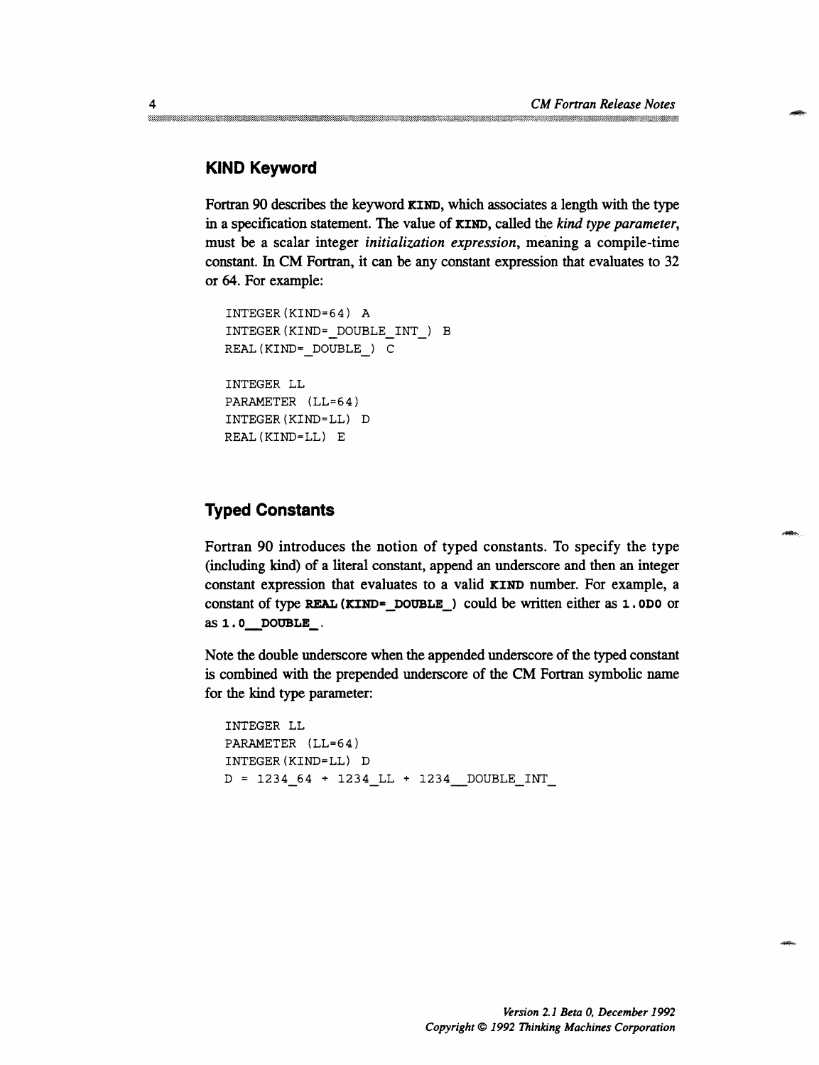## KIND Keyword

Fortran 90 describes the keyword **KIND**, which associates a length with the type in a specification statement. The value of **KIND**, called the *kind type parameter*, must be a scalar integer *initialization expression*, meaning a compile-time constant. In CM Fortran, it can be any constant expression that evaluates to 32 or 64. For example:

```
INTEGER(KIND=64) A
INTEGER(KIND=_DOUBLE_INT_) B
REAL(KIND=_DOUBLE_) C

INTEGER LL
PARAMETER (LL=64)
INTEGER(KIND=LL) D
REAL(KIND=LL) E
```

## Typed Constants

Fortran 90 introduces the notion of typed constants. To specify the type (including kind) of a literal constant, append an underscore and then an integer constant expression that evaluates to a valid **KIND** number. For example, a constant of type **REAL(KIND=_DOUBLE_)** could be written either as **1.0D0** or as **1.0__DOUBLE_**.

Note the double underscore when the appended underscore of the typed constant is combined with the prepended underscore of the CM Fortran symbolic name for the kind type parameter:

```
INTEGER LL
PARAMETER (LL=64)
INTEGER(KIND=LL) D
D = 1234_64 + 1234_LL + 1234__DOUBLE_INT_
```

Version 2.1 Beta 0, December 1992
Copyright © 1992 Thinking Machines Corporation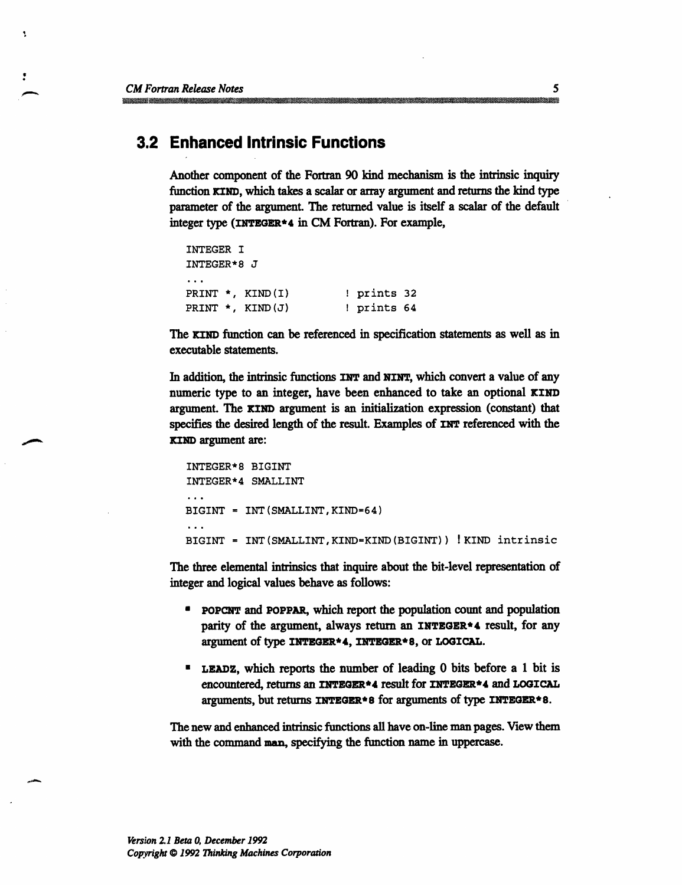## 3.2 Enhanced Intrinsic Functions

Another component of the Fortran 90 kind mechanism is the intrinsic inquiry function **KIND**, which takes a scalar or array argument and returns the kind type parameter of the argument. The returned value is itself a scalar of the default integer type (**INTEGER*4** in CM Fortran). For example,

```
INTEGER I
INTEGER*8 J
...
PRINT *, KIND(I)        ! prints 32
PRINT *, KIND(J)        ! prints 64
```

The **KIND** function can be referenced in specification statements as well as in executable statements.

In addition, the intrinsic functions **INT** and **NINT**, which convert a value of any numeric type to an integer, have been enhanced to take an optional **KIND** argument. The **KIND** argument is an initialization expression (constant) that specifies the desired length of the result. Examples of **INT** referenced with the **KIND** argument are:

```
INTEGER*8 BIGINT
INTEGER*4 SMALLINT
...
BIGINT = INT(SMALLINT,KIND=64)
...
BIGINT = INT(SMALLINT,KIND=KIND(BIGINT)) !KIND intrinsic
```

The three elemental intrinsics that inquire about the bit-level representation of integer and logical values behave as follows:

- **POPCNT** and **POPPAR**, which report the population count and population parity of the argument, always return an **INTEGER*4** result, for any argument of type **INTEGER*4**, **INTEGER*8**, or **LOGICAL**.
- **LEADZ**, which reports the number of leading 0 bits before a 1 bit is encountered, returns an **INTEGER*4** result for **INTEGER*4** and **LOGICAL** arguments, but returns **INTEGER*8** for arguments of type **INTEGER*8**.

The new and enhanced intrinsic functions all have on-line man pages. View them with the command **man**, specifying the function name in uppercase.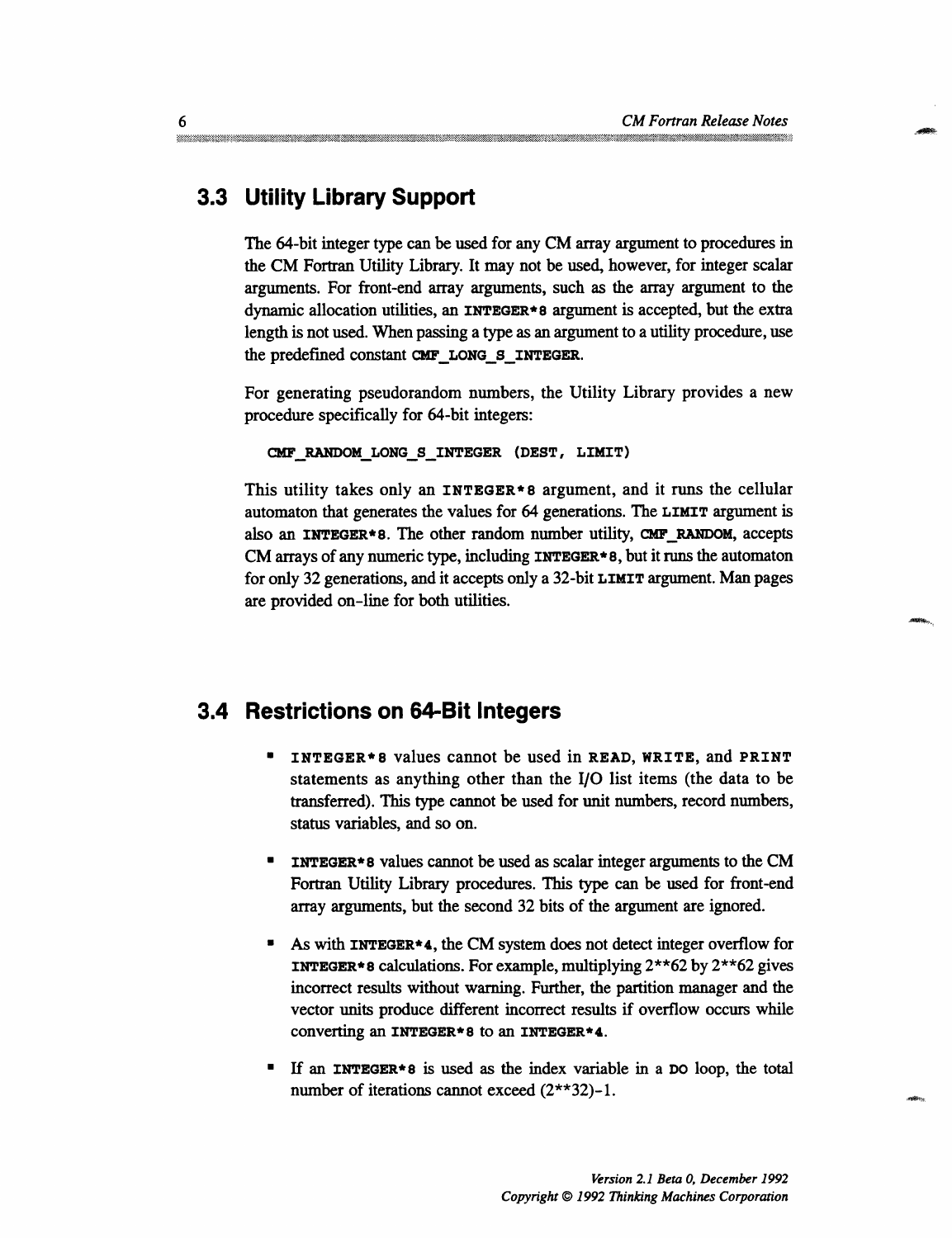## 3.3 Utility Library Support

The 64-bit integer type can be used for any CM array argument to procedures in the CM Fortran Utility Library. It may not be used, however, for integer scalar arguments. For front-end array arguments, such as the array argument to the dynamic allocation utilities, an **INTEGER*8** argument is accepted, but the extra length is not used. When passing a type as an argument to a utility procedure, use the predefined constant **CMF_LONG_S_INTEGER**.

For generating pseudorandom numbers, the Utility Library provides a new procedure specifically for 64-bit integers:

```
CMF_RANDOM_LONG_S_INTEGER (DEST, LIMIT)
```

This utility takes only an **INTEGER*8** argument, and it runs the cellular automaton that generates the values for 64 generations. The **LIMIT** argument is also an **INTEGER*8**. The other random number utility, **CMF_RANDOM**, accepts CM arrays of any numeric type, including **INTEGER*8**, but it runs the automaton for only 32 generations, and it accepts only a 32-bit **LIMIT** argument. Man pages are provided on-line for both utilities.

## 3.4 Restrictions on 64-Bit Integers

- **INTEGER*8** values cannot be used in **READ**, **WRITE**, and **PRINT** statements as anything other than the I/O list items (the data to be transferred). This type cannot be used for unit numbers, record numbers, status variables, and so on.
- **INTEGER*8** values cannot be used as scalar integer arguments to the CM Fortran Utility Library procedures. This type can be used for front-end array arguments, but the second 32 bits of the argument are ignored.
- As with **INTEGER*4**, the CM system does not detect integer overflow for **INTEGER*8** calculations. For example, multiplying 2**62 by 2**62 gives incorrect results without warning. Further, the partition manager and the vector units produce different incorrect results if overflow occurs while converting an **INTEGER*8** to an **INTEGER*4**.
- If an **INTEGER*8** is used as the index variable in a **DO** loop, the total number of iterations cannot exceed (2**32)-1.